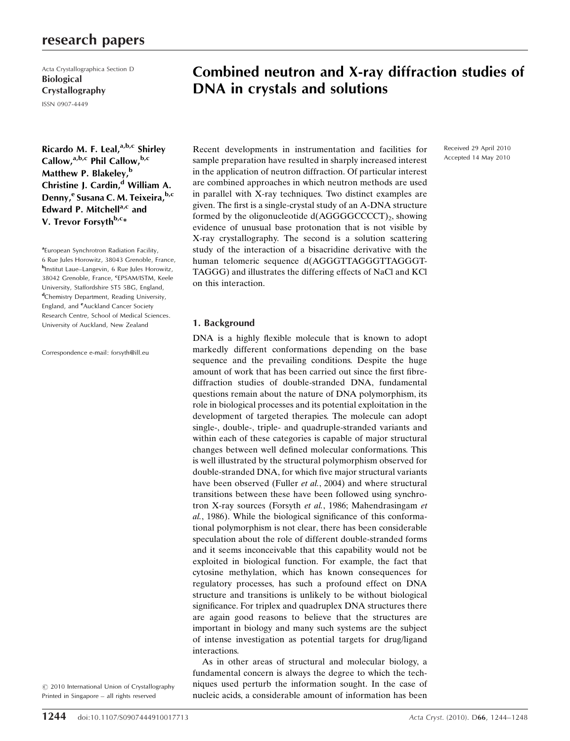Acta Crystallographica Section D
**Biological Crystallography**
ISSN 0907-4449

# Combined neutron and X-ray diffraction studies of DNA in crystals and solutions

**Ricardo M. F. Leal,[a,b,c] Shirley Callow,[a,b,c] Phil Callow,[b,c] Matthew P. Blakeley,[b] Christine J. Cardin,[d] William A. Denny,[e] Susana C. M. Teixeira,[b,c] Edward P. Mitchell[a,c] and V. Trevor Forsyth[b,c]***

[a]European Synchrotron Radiation Facility, 6 Rue Jules Horowitz, 38043 Grenoble, France, [b]Institut Laue–Langevin, 6 Rue Jules Horowitz, 38042 Grenoble, France, [c]EPSAM/ISTM, Keele University, Staffordshire ST5 5BG, England, [d]Chemistry Department, Reading University, England, and [e]Auckland Cancer Society Research Centre, School of Medical Sciences. University of Auckland, New Zealand

Correspondence e-mail: forsyth@ill.eu

© 2010 International Union of Crystallography
Printed in Singapore – all rights reserved

Received 29 April 2010
Accepted 14 May 2010

Recent developments in instrumentation and facilities for sample preparation have resulted in sharply increased interest in the application of neutron diffraction. Of particular interest are combined approaches in which neutron methods are used in parallel with X-ray techniques. Two distinct examples are given. The first is a single-crystal study of an A-DNA structure formed by the oligonucleotide d(AGGGGCCCCT)$_2$, showing evidence of unusual base protonation that is not visible by X-ray crystallography. The second is a solution scattering study of the interaction of a bisacridine derivative with the human telomeric sequence d(AGGGTTAGGGTTAGGGT-TAGGG) and illustrates the differing effects of NaCl and KCl on this interaction.

## 1. Background

DNA is a highly flexible molecule that is known to adopt markedly different conformations depending on the base sequence and the prevailing conditions. Despite the huge amount of work that has been carried out since the first fibre-diffraction studies of double-stranded DNA, fundamental questions remain about the nature of DNA polymorphism, its role in biological processes and its potential exploitation in the development of targeted therapies. The molecule can adopt single-, double-, triple- and quadruple-stranded variants and within each of these categories is capable of major structural changes between well defined molecular conformations. This is well illustrated by the structural polymorphism observed for double-stranded DNA, for which five major structural variants have been observed (Fuller *et al.*, 2004) and where structural transitions between these have been followed using synchrotron X-ray sources (Forsyth *et al.*, 1986; Mahendrasingam *et al.*, 1986). While the biological significance of this conformational polymorphism is not clear, there has been considerable speculation about the role of different double-stranded forms and it seems inconceivable that this capability would not be exploited in biological function. For example, the fact that cytosine methylation, which has known consequences for regulatory processes, has such a profound effect on DNA structure and transitions is unlikely to be without biological significance. For triplex and quadruplex DNA structures there are again good reasons to believe that the structures are important in biology and many such systems are the subject of intense investigation as potential targets for drug/ligand interactions.

As in other areas of structural and molecular biology, a fundamental concern is always the degree to which the techniques used perturb the information sought. In the case of nucleic acids, a considerable amount of information has been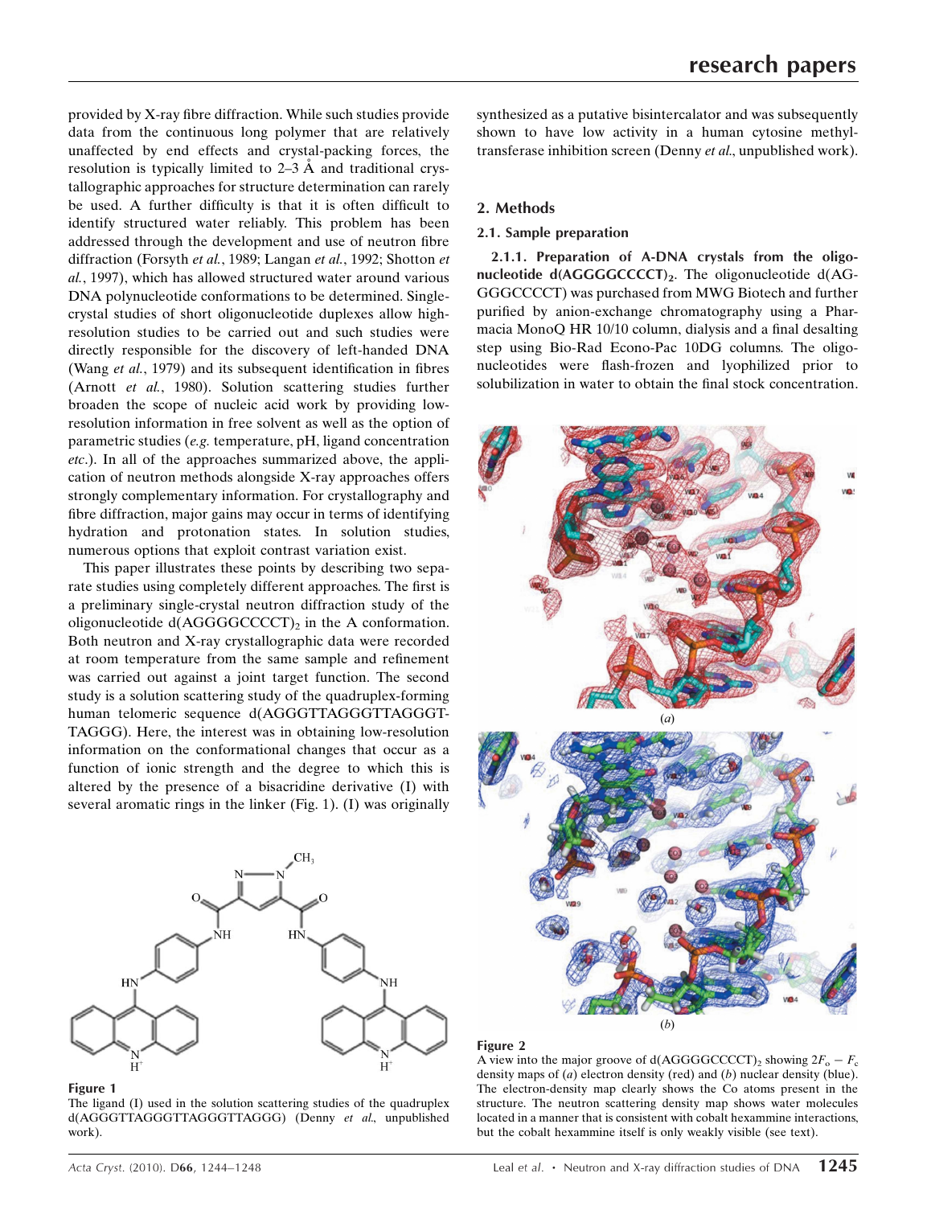provided by X-ray fibre diffraction. While such studies provide data from the continuous long polymer that are relatively unaffected by end effects and crystal-packing forces, the resolution is typically limited to 2–3 Å and traditional crystallographic approaches for structure determination can rarely be used. A further difficulty is that it is often difficult to identify structured water reliably. This problem has been addressed through the development and use of neutron fibre diffraction (Forsyth *et al.*, 1989; Langan *et al.*, 1992; Shotton *et al.*, 1997), which has allowed structured water around various DNA polynucleotide conformations to be determined. Single-crystal studies of short oligonucleotide duplexes allow high-resolution studies to be carried out and such studies were directly responsible for the discovery of left-handed DNA (Wang *et al.*, 1979) and its subsequent identification in fibres (Arnott *et al.*, 1980). Solution scattering studies further broaden the scope of nucleic acid work by providing low-resolution information in free solvent as well as the option of parametric studies (*e.g.* temperature, pH, ligand concentration *etc*.). In all of the approaches summarized above, the application of neutron methods alongside X-ray approaches offers strongly complementary information. For crystallography and fibre diffraction, major gains may occur in terms of identifying hydration and protonation states. In solution studies, numerous options that exploit contrast variation exist.

This paper illustrates these points by describing two separate studies using completely different approaches. The first is a preliminary single-crystal neutron diffraction study of the oligonucleotide $d(AGGGGCCCCT)_2$ in the A conformation. Both neutron and X-ray crystallographic data were recorded at room temperature from the same sample and refinement was carried out against a joint target function. The second study is a solution scattering study of the quadruplex-forming human telomeric sequence d(AGGGTTAGGGTTAGGGTTAGGG). Here, the interest was in obtaining low-resolution information on the conformational changes that occur as a function of ionic strength and the degree to which this is altered by the presence of a bisacridine derivative (I) with several aromatic rings in the linker (Fig. 1). (I) was originally synthesized as a putative bisintercalator and was subsequently shown to have low activity in a human cytosine methyltransferase inhibition screen (Denny *et al.*, unpublished work).

**Figure 1**
The ligand (I) used in the solution scattering studies of the quadruplex d(AGGGTTAGGGTTAGGGTTAGGG) (Denny *et al.*, unpublished work).

## 2. Methods

### 2.1. Sample preparation

**2.1.1. Preparation of A-DNA crystals from the oligonucleotide $d(AGGGGCCCCT)_2$.** The oligonucleotide d(AGGGGCCCCT) was purchased from MWG Biotech and further purified by anion-exchange chromatography using a Pharmacia MonoQ HR 10/10 column, dialysis and a final desalting step using Bio-Rad Econo-Pac 10DG columns. The oligonucleotides were flash-frozen and lyophilized prior to solubilization in water to obtain the final stock concentration.

**Figure 2**
A view into the major groove of $d(AGGGGCCCCT)_2$ showing $2F_o - F_c$ density maps of (*a*) electron density (red) and (*b*) nuclear density (blue). The electron-density map clearly shows the Co atoms present in the structure. The neutron scattering density map shows water molecules located in a manner that is consistent with cobalt hexammine interactions, but the cobalt hexammine itself is only weakly visible (see text).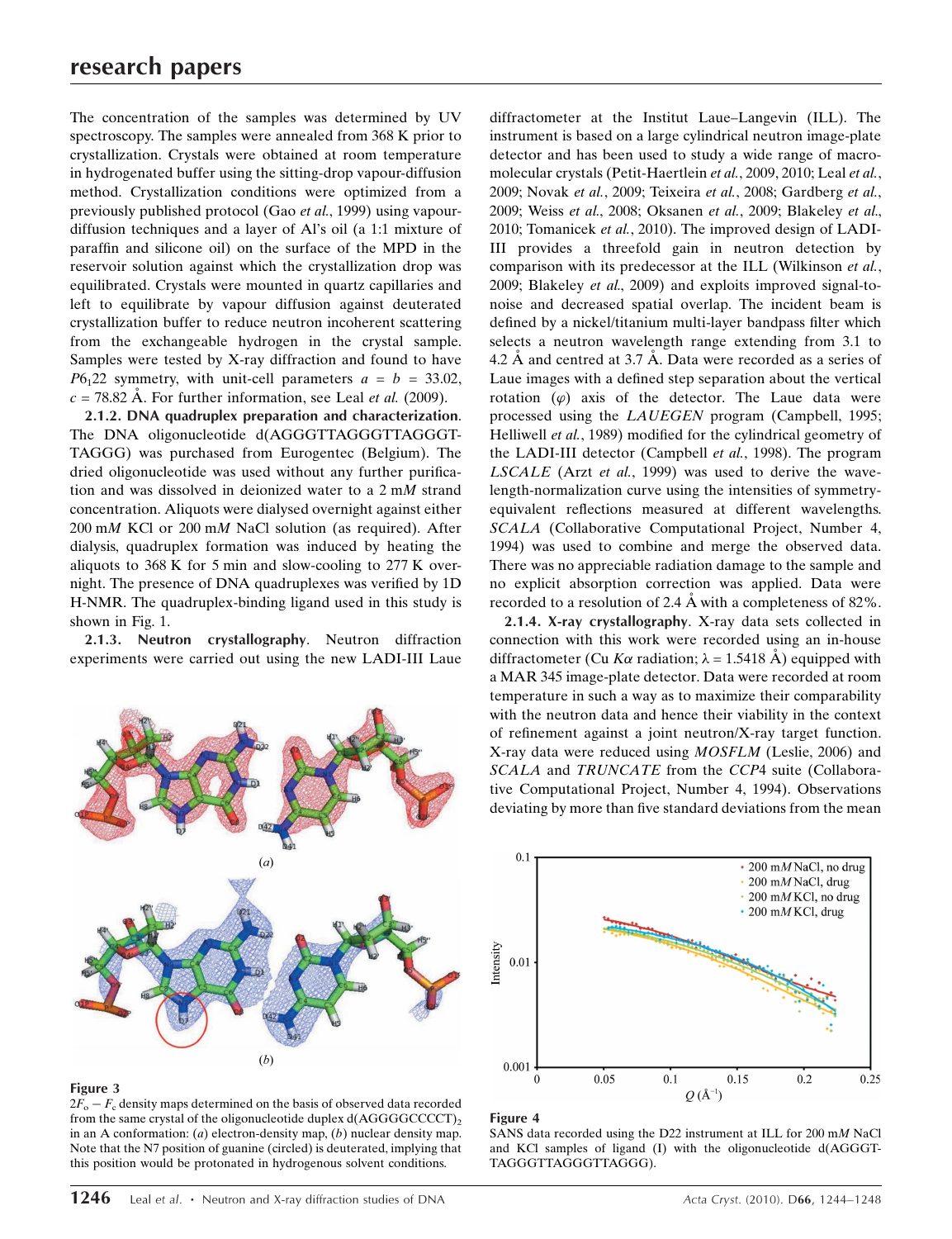The concentration of the samples was determined by UV spectroscopy. The samples were annealed from 368 K prior to crystallization. Crystals were obtained at room temperature in hydrogenated buffer using the sitting-drop vapour-diffusion method. Crystallization conditions were optimized from a previously published protocol (Gao *et al.*, 1999) using vapour-diffusion techniques and a layer of Al's oil (a 1:1 mixture of paraffin and silicone oil) on the surface of the MPD in the reservoir solution against which the crystallization drop was equilibrated. Crystals were mounted in quartz capillaries and left to equilibrate by vapour diffusion against deuterated crystallization buffer to reduce neutron incoherent scattering from the exchangeable hydrogen in the crystal sample. Samples were tested by X-ray diffraction and found to have $P6_122$ symmetry, with unit-cell parameters $a = b = 33.02$, $c = 78.82$ Å. For further information, see Leal *et al.* (2009).

**2.1.2. DNA quadruplex preparation and characterization**. The DNA oligonucleotide d(AGGGTTAGGGTTAGGGT-TAGGG) was purchased from Eurogentec (Belgium). The dried oligonucleotide was used without any further purification and was dissolved in deionized water to a 2 m*M* strand concentration. Aliquots were dialysed overnight against either 200 m*M* KCl or 200 m*M* NaCl solution (as required). After dialysis, quadruplex formation was induced by heating the aliquots to 368 K for 5 min and slow-cooling to 277 K overnight. The presence of DNA quadruplexes was verified by 1D H-NMR. The quadruplex-binding ligand used in this study is shown in Fig. 1.

**2.1.3. Neutron crystallography**. Neutron diffraction experiments were carried out using the new LADI-III Laue diffractometer at the Institut Laue–Langevin (ILL). The instrument is based on a large cylindrical neutron image-plate detector and has been used to study a wide range of macromolecular crystals (Petit-Haertlein *et al.*, 2009, 2010; Leal *et al.*, 2009; Novak *et al.*, 2009; Teixeira *et al.*, 2008; Gardberg *et al.*, 2009; Weiss *et al.*, 2008; Oksanen *et al.*, 2009; Blakeley *et al.*, 2010; Tomanicek *et al.*, 2010). The improved design of LADI-III provides a threefold gain in neutron detection by comparison with its predecessor at the ILL (Wilkinson *et al.*, 2009; Blakeley *et al.*, 2009) and exploits improved signal-to-noise and decreased spatial overlap. The incident beam is defined by a nickel/titanium multi-layer bandpass filter which selects a neutron wavelength range extending from 3.1 to 4.2 Å and centred at 3.7 Å. Data were recorded as a series of Laue images with a defined step separation about the vertical rotation ($\varphi$) axis of the detector. The Laue data were processed using the *LAUEGEN* program (Campbell, 1995; Helliwell *et al.*, 1989) modified for the cylindrical geometry of the LADI-III detector (Campbell *et al.*, 1998). The program *LSCALE* (Arzt *et al.*, 1999) was used to derive the wavelength-normalization curve using the intensities of symmetry-equivalent reflections measured at different wavelengths. *SCALA* (Collaborative Computational Project, Number 4, 1994) was used to combine and merge the observed data. There was no appreciable radiation damage to the sample and no explicit absorption correction was applied. Data were recorded to a resolution of 2.4 Å with a completeness of 82%.

**2.1.4. X-ray crystallography**. X-ray data sets collected in connection with this work were recorded using an in-house diffractometer (Cu $K\alpha$ radiation; $\lambda = 1.5418$ Å) equipped with a MAR 345 image-plate detector. Data were recorded at room temperature in such a way as to maximize their comparability with the neutron data and hence their viability in the context of refinement against a joint neutron/X-ray target function. X-ray data were reduced using *MOSFLM* (Leslie, 2006) and *SCALA* and *TRUNCATE* from the *CCP*4 suite (Collaborative Computational Project, Number 4, 1994). Observations deviating by more than five standard deviations from the mean

**Figure 3**
$2F_o - F_c$ density maps determined on the basis of observed data recorded from the same crystal of the oligonucleotide duplex $d(AGGGGCCCCT)_2$ in an A conformation: (*a*) electron-density map, (*b*) nuclear density map. Note that the N7 position of guanine (circled) is deuterated, implying that this position would be protonated in hydrogenous solvent conditions.

**Figure 4**
SANS data recorded using the D22 instrument at ILL for 200 m*M* NaCl and KCl samples of ligand (I) with the oligonucleotide d(AGGGT-TAGGGTTAGGGTTAGGG).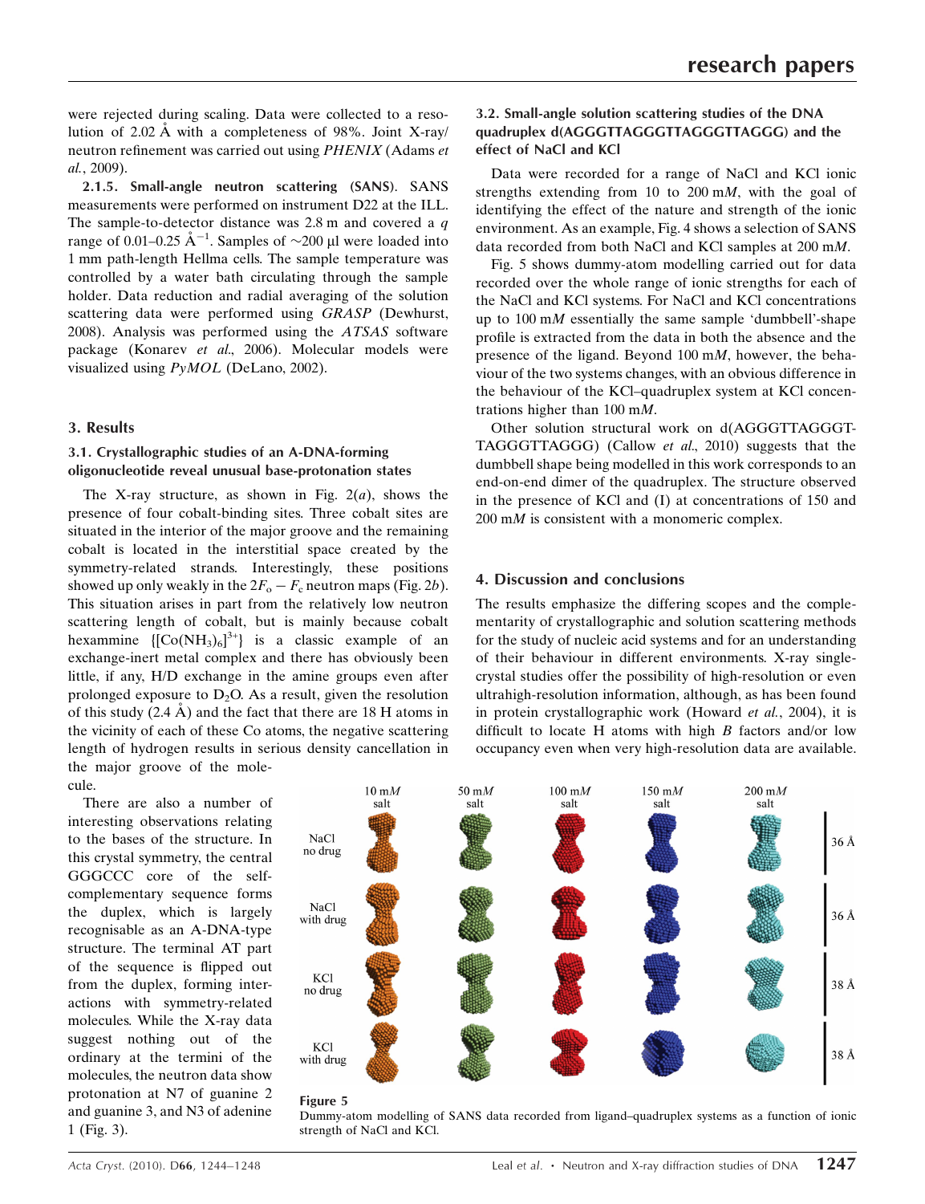were rejected during scaling. Data were collected to a resolution of 2.02 Å with a completeness of 98%. Joint X-ray/neutron refinement was carried out using *PHENIX* (Adams *et al.*, 2009).

**2.1.5. Small-angle neutron scattering (SANS)**. SANS measurements were performed on instrument D22 at the ILL. The sample-to-detector distance was 2.8 m and covered a $q$ range of 0.01–0.25 $Å^{-1}$. Samples of ~200 µl were loaded into 1 mm path-length Hellma cells. The sample temperature was controlled by a water bath circulating through the sample holder. Data reduction and radial averaging of the solution scattering data were performed using *GRASP* (Dewhurst, 2008). Analysis was performed using the *ATSAS* software package (Konarev *et al.*, 2006). Molecular models were visualized using *PyMOL* (DeLano, 2002).

## 3. Results

### 3.1. Crystallographic studies of an A-DNA-forming oligonucleotide reveal unusual base-protonation states

The X-ray structure, as shown in Fig. 2(*a*), shows the presence of four cobalt-binding sites. Three cobalt sites are situated in the interior of the major groove and the remaining cobalt is located in the interstitial space created by the symmetry-related strands. Interestingly, these positions showed up only weakly in the $2F_o - F_c$ neutron maps (Fig. 2*b*). This situation arises in part from the relatively low neutron scattering length of cobalt, but is mainly because cobalt hexammine $\{[Co(NH_3)_6]^{3+}\}$ is a classic example of an exchange-inert metal complex and there has obviously been little, if any, H/D exchange in the amine groups even after prolonged exposure to $D_2O$. As a result, given the resolution of this study (2.4 Å) and the fact that there are 18 H atoms in the vicinity of each of these Co atoms, the negative scattering length of hydrogen results in serious density cancellation in the major groove of the molecule.

There are also a number of interesting observations relating to the bases of the structure. In this crystal symmetry, the central GGGCCC core of the self-complementary sequence forms the duplex, which is largely recognisable as an A-DNA-type structure. The terminal AT part of the sequence is flipped out from the duplex, forming interactions with symmetry-related molecules. While the X-ray data suggest nothing out of the ordinary at the termini of the molecules, the neutron data show protonation at N7 of guanine 2 and guanine 3, and N3 of adenine 1 (Fig. 3).

### 3.2. Small-angle solution scattering studies of the DNA quadruplex d(AGGGTTAGGGTTAGGGTTAGGG) and the effect of NaCl and KCl

Data were recorded for a range of NaCl and KCl ionic strengths extending from 10 to 200 m*M*, with the goal of identifying the effect of the nature and strength of the ionic environment. As an example, Fig. 4 shows a selection of SANS data recorded from both NaCl and KCl samples at 200 m*M*.

Fig. 5 shows dummy-atom modelling carried out for data recorded over the whole range of ionic strengths for each of the NaCl and KCl systems. For NaCl and KCl concentrations up to 100 m*M* essentially the same sample 'dumbbell'-shape profile is extracted from the data in both the absence and the presence of the ligand. Beyond 100 m*M*, however, the behaviour of the two systems changes, with an obvious difference in the behaviour of the KCl–quadruplex system at KCl concentrations higher than 100 m*M*.

Other solution structural work on d(AGGGTTAGGGTTAGGGTTAGGG) (Callow *et al.*, 2010) suggests that the dumbbell shape being modelled in this work corresponds to an end-on-end dimer of the quadruplex. The structure observed in the presence of KCl and (I) at concentrations of 150 and 200 m*M* is consistent with a monomeric complex.

## 4. Discussion and conclusions

The results emphasize the differing scopes and the complementarity of crystallographic and solution scattering methods for the study of nucleic acid systems and for an understanding of their behaviour in different environments. X-ray single-crystal studies offer the possibility of high-resolution or even ultrahigh-resolution information, although, as has been found in protein crystallographic work (Howard *et al.*, 2004), it is difficult to locate H atoms with high *B* factors and/or low occupancy even when very high-resolution data are available.

**Figure 5**

Dummy-atom modelling of SANS data recorded from ligand–quadruplex systems as a function of ionic strength of NaCl and KCl.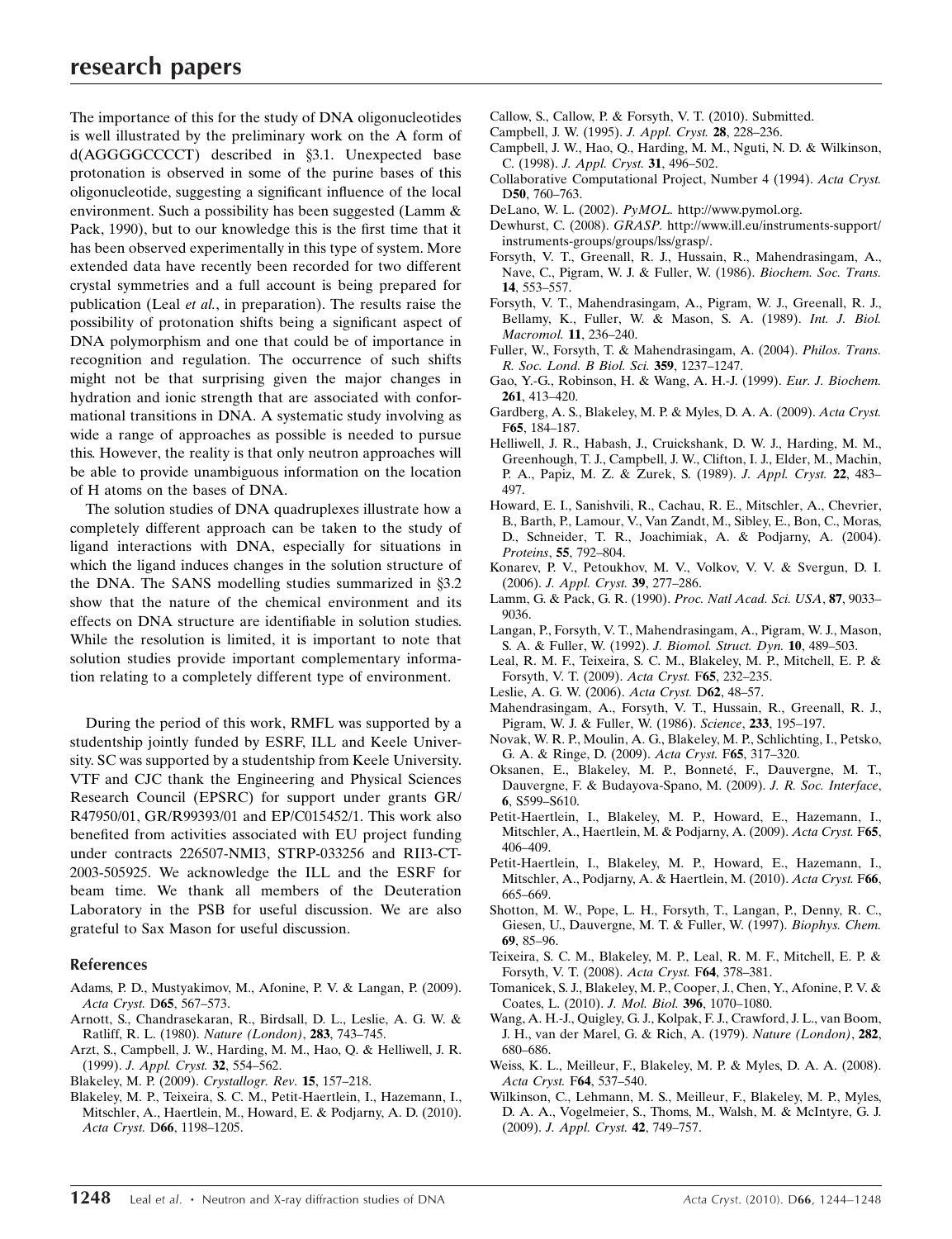The importance of this for the study of DNA oligonucleotides is well illustrated by the preliminary work on the A form of d(AGGGGCCCCT) described in §3.1. Unexpected base protonation is observed in some of the purine bases of this oligonucleotide, suggesting a significant influence of the local environment. Such a possibility has been suggested (Lamm & Pack, 1990), but to our knowledge this is the first time that it has been observed experimentally in this type of system. More extended data have recently been recorded for two different crystal symmetries and a full account is being prepared for publication (Leal *et al.*, in preparation). The results raise the possibility of protonation shifts being a significant aspect of DNA polymorphism and one that could be of importance in recognition and regulation. The occurrence of such shifts might not be that surprising given the major changes in hydration and ionic strength that are associated with conformational transitions in DNA. A systematic study involving as wide a range of approaches as possible is needed to pursue this. However, the reality is that only neutron approaches will be able to provide unambiguous information on the location of H atoms on the bases of DNA.

The solution studies of DNA quadruplexes illustrate how a completely different approach can be taken to the study of ligand interactions with DNA, especially for situations in which the ligand induces changes in the solution structure of the DNA. The SANS modelling studies summarized in §3.2 show that the nature of the chemical environment and its effects on DNA structure are identifiable in solution studies. While the resolution is limited, it is important to note that solution studies provide important complementary information relating to a completely different type of environment.

During the period of this work, RMFL was supported by a studentship jointly funded by ESRF, ILL and Keele University. SC was supported by a studentship from Keele University. VTF and CJC thank the Engineering and Physical Sciences Research Council (EPSRC) for support under grants GR/R47950/01, GR/R99393/01 and EP/C015452/1. This work also benefited from activities associated with EU project funding under contracts 226507-NMI3, STRP-033256 and RII3-CT-2003-505925. We acknowledge the ILL and the ESRF for beam time. We thank all members of the Deuteration Laboratory in the PSB for useful discussion. We are also grateful to Sax Mason for useful discussion.

## References

Adams, P. D., Mustyakimov, M., Afonine, P. V. & Langan, P. (2009). *Acta Cryst.* D**65**, 567–573.

Arnott, S., Chandrasekaran, R., Birdsall, D. L., Leslie, A. G. W. & Ratliff, R. L. (1980). *Nature (London)*, **283**, 743–745.

Arzt, S., Campbell, J. W., Harding, M. M., Hao, Q. & Helliwell, J. R. (1999). *J. Appl. Cryst.* **32**, 554–562.

Blakeley, M. P. (2009). *Crystallogr. Rev.* **15**, 157–218.

Blakeley, M. P., Teixeira, S. C. M., Petit-Haertlein, I., Hazemann, I., Mitschler, A., Haertlein, M., Howard, E. & Podjarny, A. D. (2010). *Acta Cryst.* D**66**, 1198–1205.

Callow, S., Callow, P. & Forsyth, V. T. (2010). Submitted.

Campbell, J. W. (1995). *J. Appl. Cryst.* **28**, 228–236.

Campbell, J. W., Hao, Q., Harding, M. M., Nguti, N. D. & Wilkinson, C. (1998). *J. Appl. Cryst.* **31**, 496–502.

Collaborative Computational Project, Number 4 (1994). *Acta Cryst.* D**50**, 760–763.

DeLano, W. L. (2002). *PyMOL*. http://www.pymol.org.

Dewhurst, C. (2008). *GRASP*. http://www.ill.eu/instruments-support/instruments-groups/groups/lss/grasp/.

Forsyth, V. T., Greenall, R. J., Hussain, R., Mahendrasingam, A., Nave, C., Pigram, W. J. & Fuller, W. (1986). *Biochem. Soc. Trans.* **14**, 553–557.

Forsyth, V. T., Mahendrasingam, A., Pigram, W. J., Greenall, R. J., Bellamy, K., Fuller, W. & Mason, S. A. (1989). *Int. J. Biol. Macromol.* **11**, 236–240.

Fuller, W., Forsyth, T. & Mahendrasingam, A. (2004). *Philos. Trans. R. Soc. Lond. B Biol. Sci.* **359**, 1237–1247.

Gao, Y.-G., Robinson, H. & Wang, A. H.-J. (1999). *Eur. J. Biochem.* **261**, 413–420.

Gardberg, A. S., Blakeley, M. P. & Myles, D. A. A. (2009). *Acta Cryst.* F**65**, 184–187.

Helliwell, J. R., Habash, J., Cruickshank, D. W. J., Harding, M. M., Greenhough, T. J., Campbell, J. W., Clifton, I. J., Elder, M., Machin, P. A., Papiz, M. Z. & Zurek, S. (1989). *J. Appl. Cryst.* **22**, 483–497.

Howard, E. I., Sanishvili, R., Cachau, R. E., Mitschler, A., Chevrier, B., Barth, P., Lamour, V., Van Zandt, M., Sibley, E., Bon, C., Moras, D., Schneider, T. R., Joachimiak, A. & Podjarny, A. (2004). *Proteins*, **55**, 792–804.

Konarev, P. V., Petoukhov, M. V., Volkov, V. V. & Svergun, D. I. (2006). *J. Appl. Cryst.* **39**, 277–286.

Lamm, G. & Pack, G. R. (1990). *Proc. Natl Acad. Sci. USA*, **87**, 9033–9036.

Langan, P., Forsyth, V. T., Mahendrasingam, A., Pigram, W. J., Mason, S. A. & Fuller, W. (1992). *J. Biomol. Struct. Dyn.* **10**, 489–503.

Leal, R. M. F., Teixeira, S. C. M., Blakeley, M. P., Mitchell, E. P. & Forsyth, V. T. (2009). *Acta Cryst.* F**65**, 232–235.

Leslie, A. G. W. (2006). *Acta Cryst.* D**62**, 48–57.

Mahendrasingam, A., Forsyth, V. T., Hussain, R., Greenall, R. J., Pigram, W. J. & Fuller, W. (1986). *Science*, **233**, 195–197.

Novak, W. R. P., Moulin, A. G., Blakeley, M. P., Schlichting, I., Petsko, G. A. & Ringe, D. (2009). *Acta Cryst.* F**65**, 317–320.

Oksanen, E., Blakeley, M. P., Bonneté, F., Dauvergne, M. T., Dauvergne, F. & Budayova-Spano, M. (2009). *J. R. Soc. Interface*, **6**, S599–S610.

Petit-Haertlein, I., Blakeley, M. P., Howard, E., Hazemann, I., Mitschler, A., Haertlein, M. & Podjarny, A. (2009). *Acta Cryst.* F**65**, 406–409.

Petit-Haertlein, I., Blakeley, M. P., Howard, E., Hazemann, I., Mitschler, A., Podjarny, A. & Haertlein, M. (2010). *Acta Cryst.* F**66**, 665–669.

Shotton, M. W., Pope, L. H., Forsyth, T., Langan, P., Denny, R. C., Giesen, U., Dauvergne, M. T. & Fuller, W. (1997). *Biophys. Chem.* **69**, 85–96.

Teixeira, S. C. M., Blakeley, M. P., Leal, R. M. F., Mitchell, E. P. & Forsyth, V. T. (2008). *Acta Cryst.* F**64**, 378–381.

Tomanicek, S. J., Blakeley, M. P., Cooper, J., Chen, Y., Afonine, P. V. & Coates, L. (2010). *J. Mol. Biol.* **396**, 1070–1080.

Wang, A. H.-J., Quigley, G. J., Kolpak, F. J., Crawford, J. L., van Boom, J. H., van der Marel, G. & Rich, A. (1979). *Nature (London)*, **282**, 680–686.

Weiss, K. L., Meilleur, F., Blakeley, M. P. & Myles, D. A. A. (2008). *Acta Cryst.* F**64**, 537–540.

Wilkinson, C., Lehmann, M. S., Meilleur, F., Blakeley, M. P., Myles, D. A. A., Vogelmeier, S., Thoms, M., Walsh, M. & McIntyre, G. J. (2009). *J. Appl. Cryst.* **42**, 749–757.